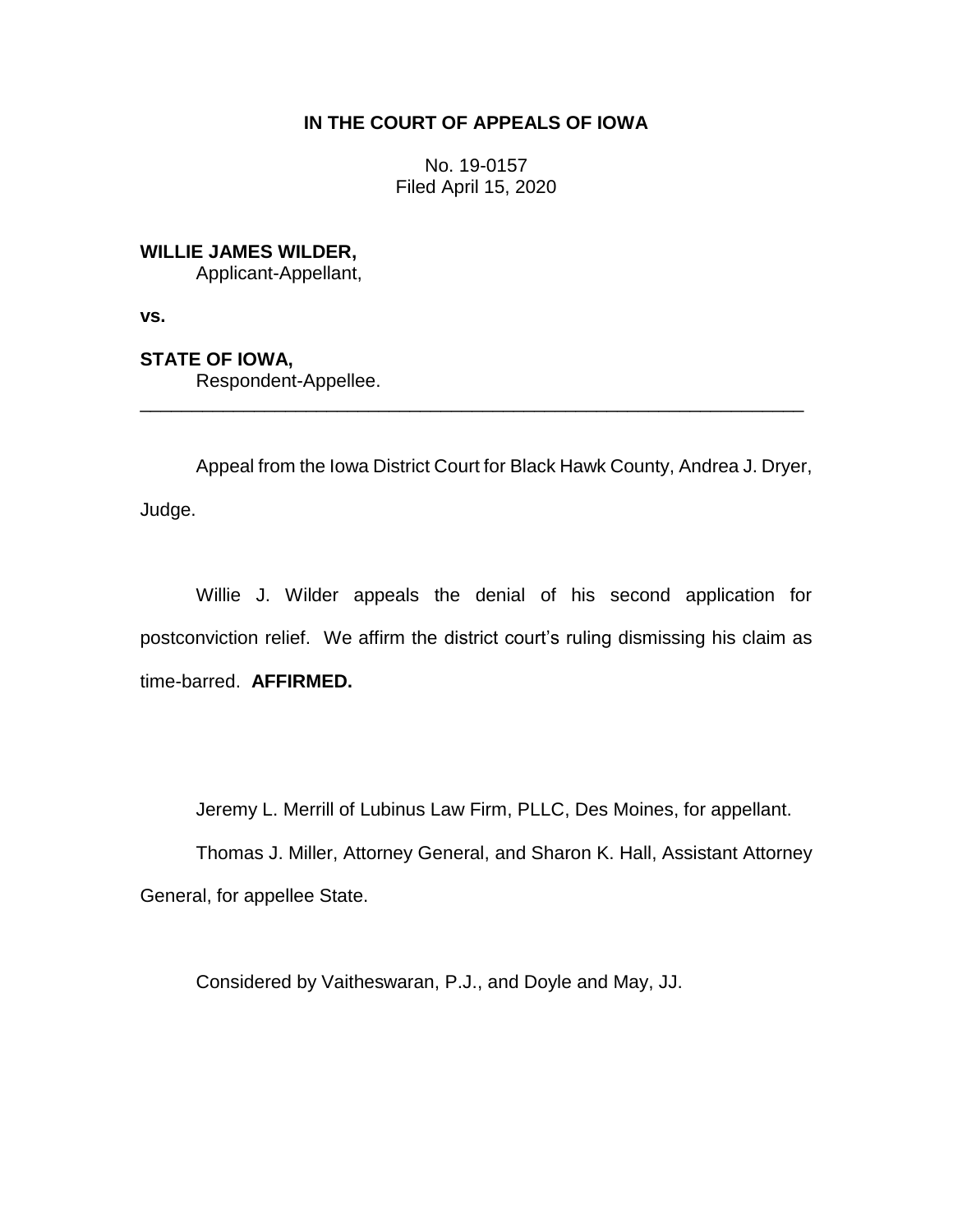**IN THE COURT OF APPEALS OF IOWA**

No. 19-0157
Filed April 15, 2020

**WILLIE JAMES WILDER,**
Applicant-Appellant,

**vs.**

**STATE OF IOWA,**
Respondent-Appellee.

---

Appeal from the Iowa District Court for Black Hawk County, Andrea J. Dryer, Judge.

Willie J. Wilder appeals the denial of his second application for postconviction relief. We affirm the district court's ruling dismissing his claim as time-barred. **AFFIRMED.**

Jeremy L. Merrill of Lubinus Law Firm, PLLC, Des Moines, for appellant.

Thomas J. Miller, Attorney General, and Sharon K. Hall, Assistant Attorney General, for appellee State.

Considered by Vaitheswaran, P.J., and Doyle and May, JJ.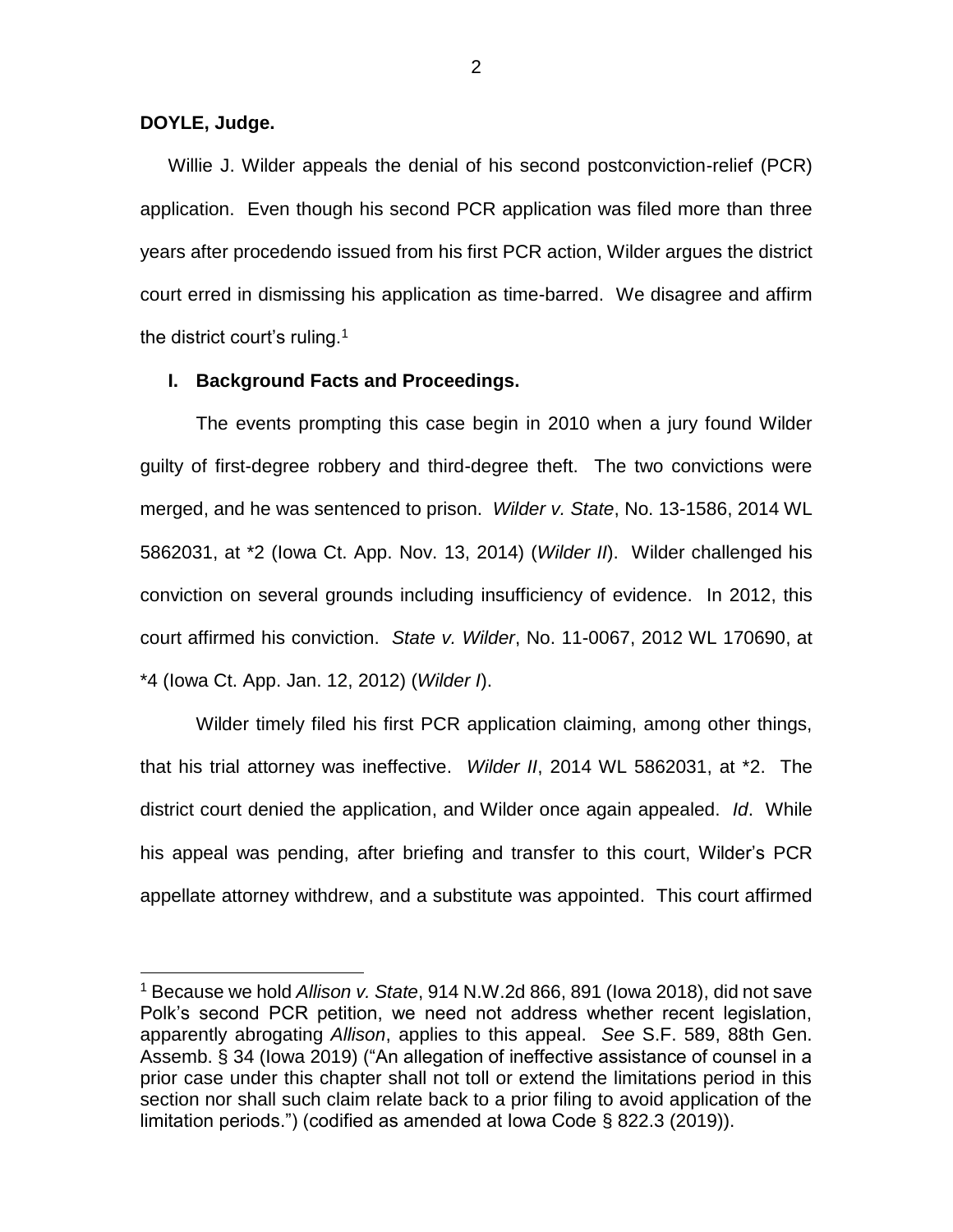**DOYLE, Judge.**

Willie J. Wilder appeals the denial of his second postconviction-relief (PCR) application. Even though his second PCR application was filed more than three years after procedendo issued from his first PCR action, Wilder argues the district court erred in dismissing his application as time-barred. We disagree and affirm the district court's ruling.[1]

## I. Background Facts and Proceedings.

The events prompting this case begin in 2010 when a jury found Wilder guilty of first-degree robbery and third-degree theft. The two convictions were merged, and he was sentenced to prison. *Wilder v. State*, No. 13-1586, 2014 WL 5862031, at *2 (Iowa Ct. App. Nov. 13, 2014) (*Wilder II*). Wilder challenged his conviction on several grounds including insufficiency of evidence. In 2012, this court affirmed his conviction. *State v. Wilder*, No. 11-0067, 2012 WL 170690, at *4 (Iowa Ct. App. Jan. 12, 2012) (*Wilder I*).

Wilder timely filed his first PCR application claiming, among other things, that his trial attorney was ineffective. *Wilder II*, 2014 WL 5862031, at *2. The district court denied the application, and Wilder once again appealed. *Id*. While his appeal was pending, after briefing and transfer to this court, Wilder's PCR appellate attorney withdrew, and a substitute was appointed. This court affirmed

[1] Because we hold *Allison v. State*, 914 N.W.2d 866, 891 (Iowa 2018), did not save Polk's second PCR petition, we need not address whether recent legislation, apparently abrogating *Allison*, applies to this appeal. *See* S.F. 589, 88th Gen. Assemb. § 34 (Iowa 2019) ("An allegation of ineffective assistance of counsel in a prior case under this chapter shall not toll or extend the limitations period in this section nor shall such claim relate back to a prior filing to avoid application of the limitation periods.") (codified as amended at Iowa Code § 822.3 (2019)).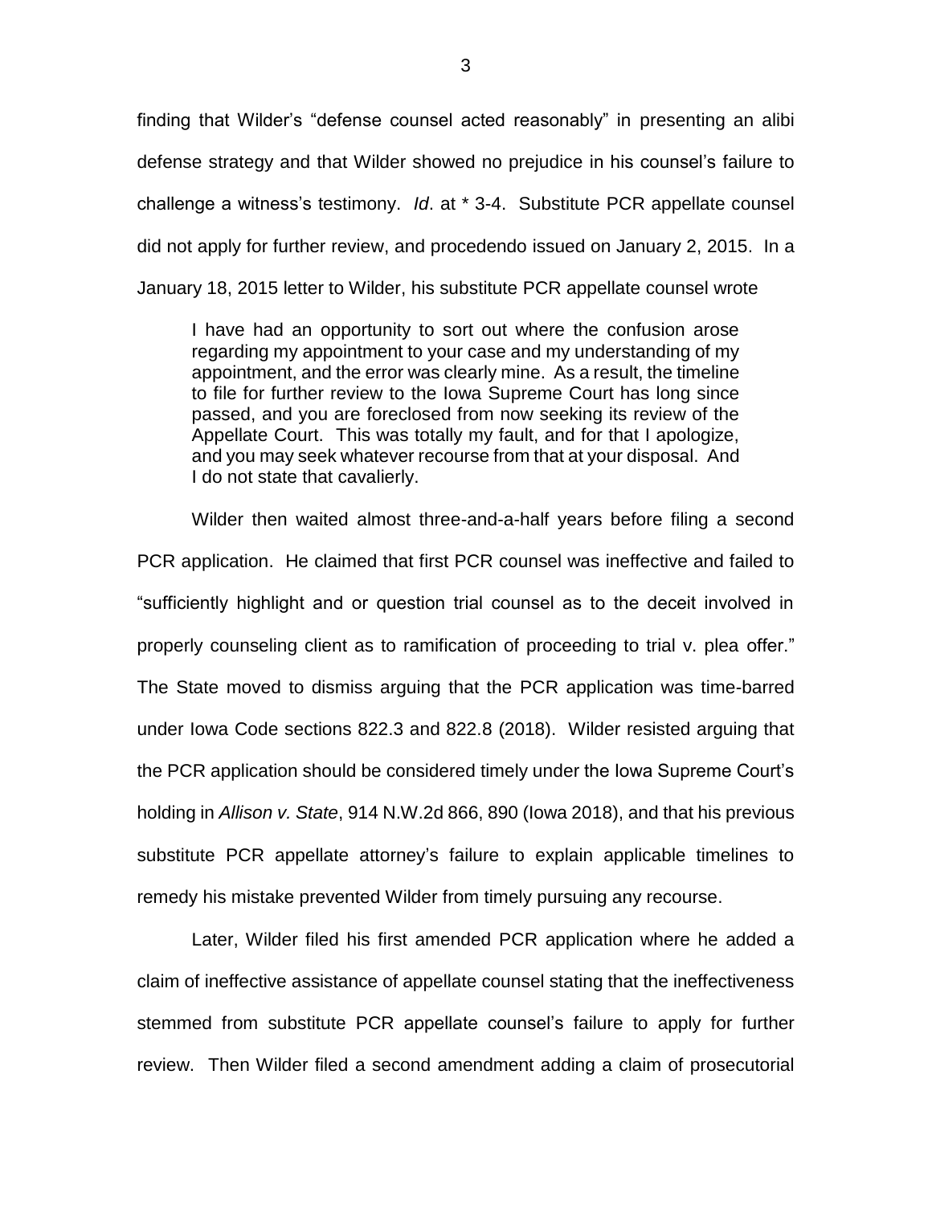finding that Wilder's "defense counsel acted reasonably" in presenting an alibi defense strategy and that Wilder showed no prejudice in his counsel's failure to challenge a witness's testimony. *Id*. at * 3-4. Substitute PCR appellate counsel did not apply for further review, and procedendo issued on January 2, 2015. In a January 18, 2015 letter to Wilder, his substitute PCR appellate counsel wrote

> I have had an opportunity to sort out where the confusion arose regarding my appointment to your case and my understanding of my appointment, and the error was clearly mine. As a result, the timeline to file for further review to the Iowa Supreme Court has long since passed, and you are foreclosed from now seeking its review of the Appellate Court. This was totally my fault, and for that I apologize, and you may seek whatever recourse from that at your disposal. And I do not state that cavalierly.

Wilder then waited almost three-and-a-half years before filing a second PCR application. He claimed that first PCR counsel was ineffective and failed to "sufficiently highlight and or question trial counsel as to the deceit involved in properly counseling client as to ramification of proceeding to trial v. plea offer." The State moved to dismiss arguing that the PCR application was time-barred under Iowa Code sections 822.3 and 822.8 (2018). Wilder resisted arguing that the PCR application should be considered timely under the Iowa Supreme Court's holding in *Allison v. State*, 914 N.W.2d 866, 890 (Iowa 2018), and that his previous substitute PCR appellate attorney's failure to explain applicable timelines to remedy his mistake prevented Wilder from timely pursuing any recourse.

Later, Wilder filed his first amended PCR application where he added a claim of ineffective assistance of appellate counsel stating that the ineffectiveness stemmed from substitute PCR appellate counsel's failure to apply for further review. Then Wilder filed a second amendment adding a claim of prosecutorial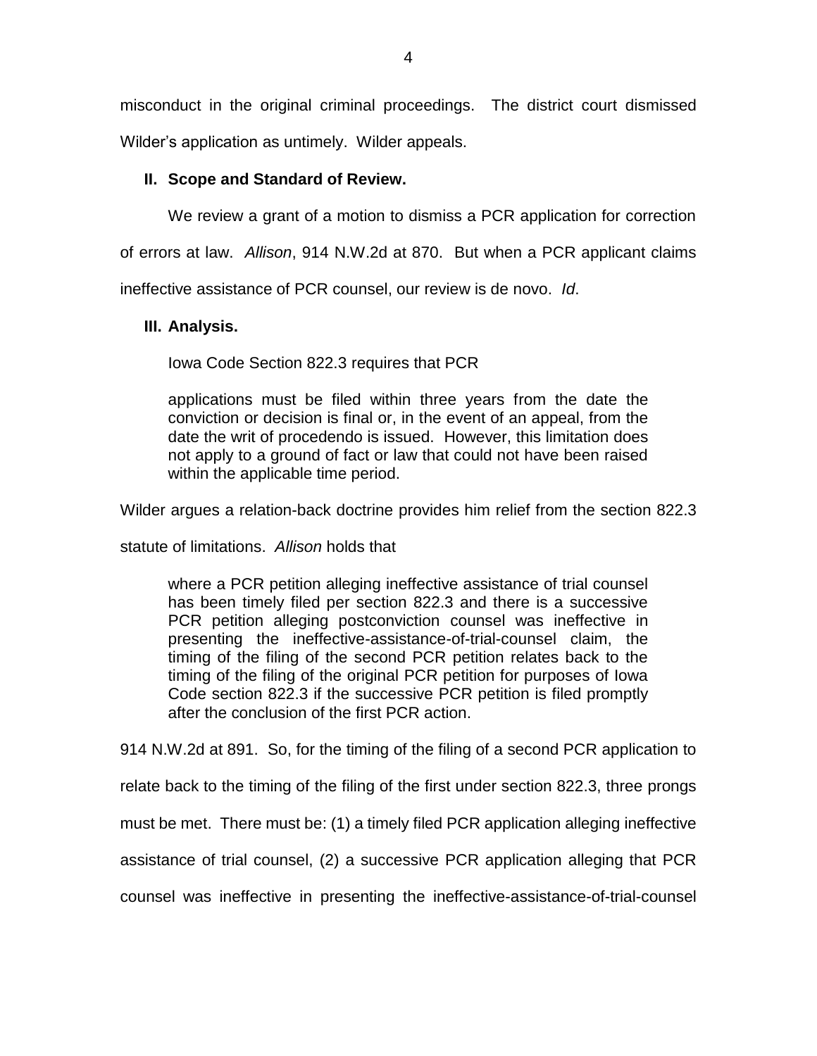misconduct in the original criminal proceedings. The district court dismissed Wilder's application as untimely. Wilder appeals.

## II. Scope and Standard of Review.

We review a grant of a motion to dismiss a PCR application for correction of errors at law. *Allison*, 914 N.W.2d at 870. But when a PCR applicant claims ineffective assistance of PCR counsel, our review is de novo. *Id*.

## III. Analysis.

Iowa Code Section 822.3 requires that PCR

> applications must be filed within three years from the date the conviction or decision is final or, in the event of an appeal, from the date the writ of procedendo is issued. However, this limitation does not apply to a ground of fact or law that could not have been raised within the applicable time period.

Wilder argues a relation-back doctrine provides him relief from the section 822.3 statute of limitations. *Allison* holds that

> where a PCR petition alleging ineffective assistance of trial counsel has been timely filed per section 822.3 and there is a successive PCR petition alleging postconviction counsel was ineffective in presenting the ineffective-assistance-of-trial-counsel claim, the timing of the filing of the second PCR petition relates back to the timing of the filing of the original PCR petition for purposes of Iowa Code section 822.3 if the successive PCR petition is filed promptly after the conclusion of the first PCR action.

914 N.W.2d at 891. So, for the timing of the filing of a second PCR application to relate back to the timing of the filing of the first under section 822.3, three prongs must be met. There must be: (1) a timely filed PCR application alleging ineffective assistance of trial counsel, (2) a successive PCR application alleging that PCR counsel was ineffective in presenting the ineffective-assistance-of-trial-counsel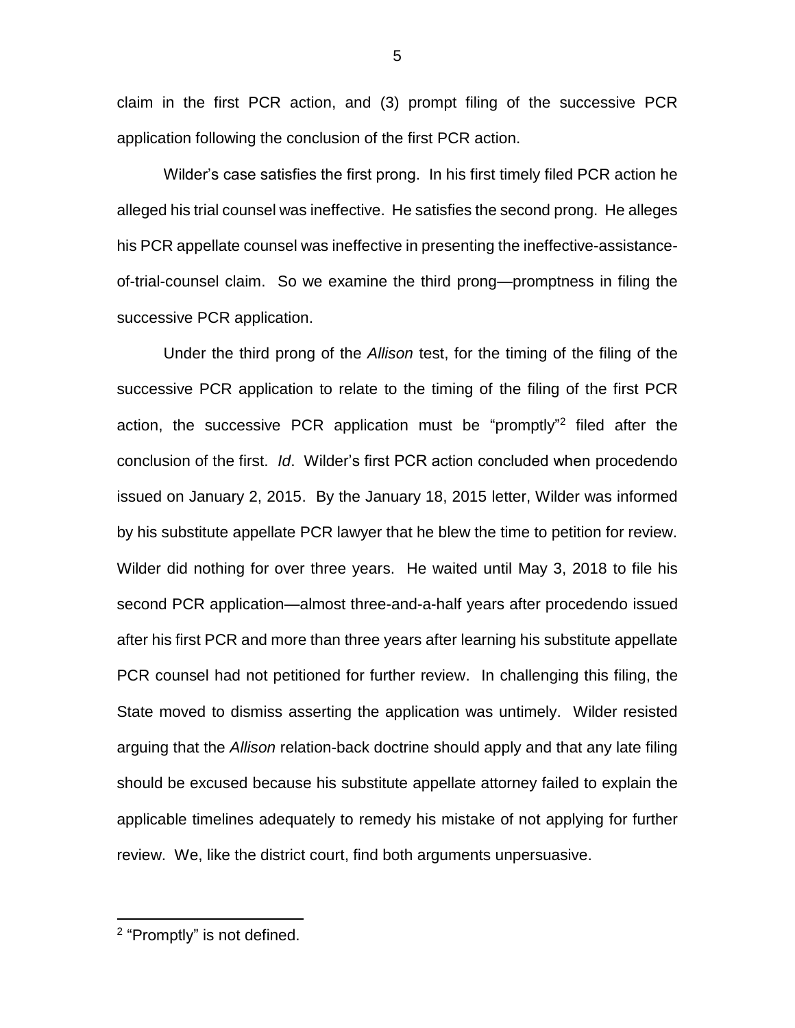claim in the first PCR action, and (3) prompt filing of the successive PCR application following the conclusion of the first PCR action.

Wilder's case satisfies the first prong. In his first timely filed PCR action he alleged his trial counsel was ineffective. He satisfies the second prong. He alleges his PCR appellate counsel was ineffective in presenting the ineffective-assistance-of-trial-counsel claim. So we examine the third prong—promptness in filing the successive PCR application.

Under the third prong of the *Allison* test, for the timing of the filing of the successive PCR application to relate to the timing of the filing of the first PCR action, the successive PCR application must be "promptly"[2] filed after the conclusion of the first. *Id*. Wilder's first PCR action concluded when procedendo issued on January 2, 2015. By the January 18, 2015 letter, Wilder was informed by his substitute appellate PCR lawyer that he blew the time to petition for review. Wilder did nothing for over three years. He waited until May 3, 2018 to file his second PCR application—almost three-and-a-half years after procedendo issued after his first PCR and more than three years after learning his substitute appellate PCR counsel had not petitioned for further review. In challenging this filing, the State moved to dismiss asserting the application was untimely. Wilder resisted arguing that the *Allison* relation-back doctrine should apply and that any late filing should be excused because his substitute appellate attorney failed to explain the applicable timelines adequately to remedy his mistake of not applying for further review. We, like the district court, find both arguments unpersuasive.

[2] "Promptly" is not defined.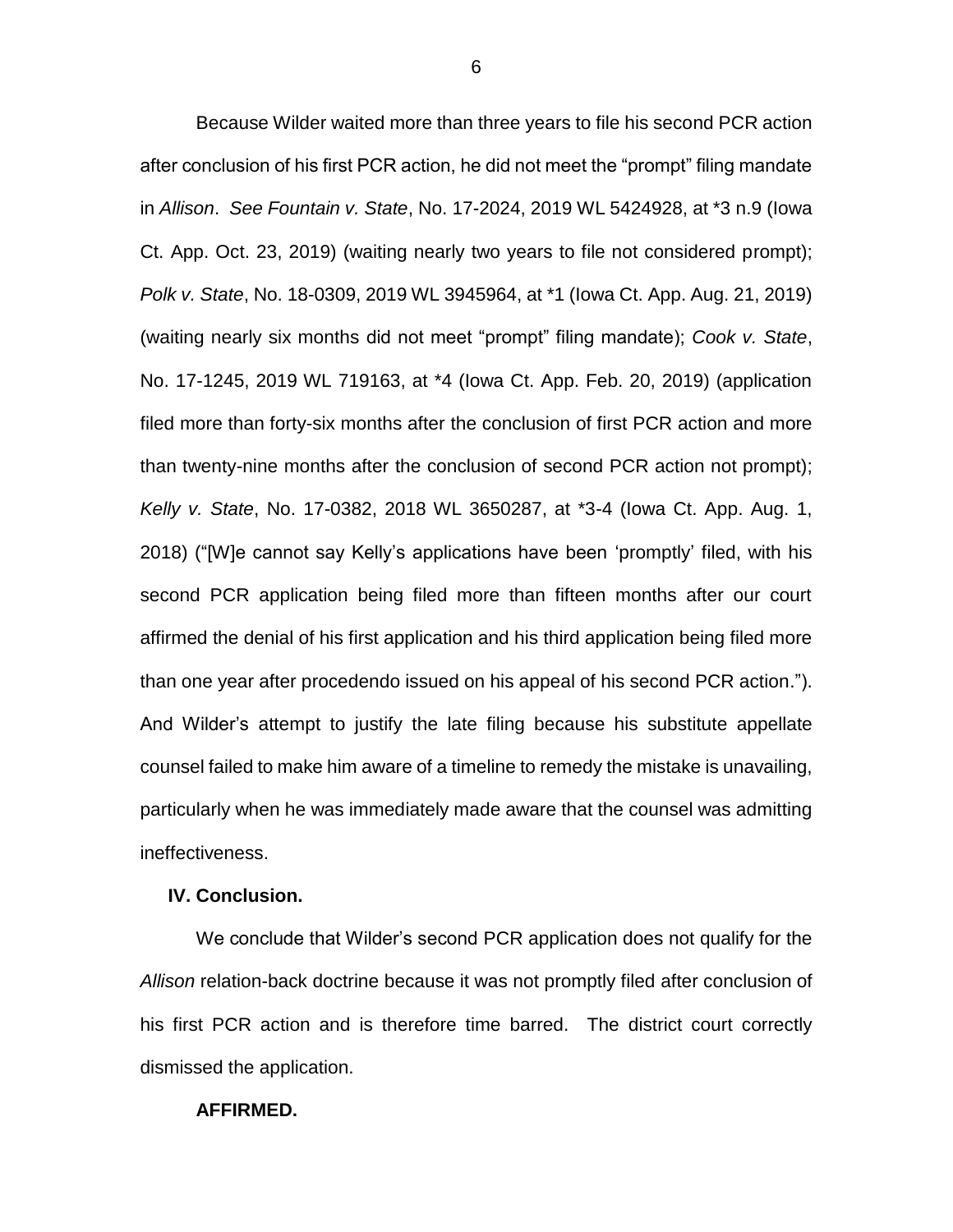Because Wilder waited more than three years to file his second PCR action after conclusion of his first PCR action, he did not meet the "prompt" filing mandate in *Allison*. *See Fountain v. State*, No. 17-2024, 2019 WL 5424928, at *3 n.9 (Iowa Ct. App. Oct. 23, 2019) (waiting nearly two years to file not considered prompt); *Polk v. State*, No. 18-0309, 2019 WL 3945964, at *1 (Iowa Ct. App. Aug. 21, 2019) (waiting nearly six months did not meet "prompt" filing mandate); *Cook v. State*, No. 17-1245, 2019 WL 719163, at *4 (Iowa Ct. App. Feb. 20, 2019) (application filed more than forty-six months after the conclusion of first PCR action and more than twenty-nine months after the conclusion of second PCR action not prompt); *Kelly v. State*, No. 17-0382, 2018 WL 3650287, at *3-4 (Iowa Ct. App. Aug. 1, 2018) ("[W]e cannot say Kelly's applications have been 'promptly' filed, with his second PCR application being filed more than fifteen months after our court affirmed the denial of his first application and his third application being filed more than one year after procedendo issued on his appeal of his second PCR action."). And Wilder's attempt to justify the late filing because his substitute appellate counsel failed to make him aware of a timeline to remedy the mistake is unavailing, particularly when he was immediately made aware that the counsel was admitting ineffectiveness.

## IV. Conclusion.

We conclude that Wilder's second PCR application does not qualify for the *Allison* relation-back doctrine because it was not promptly filed after conclusion of his first PCR action and is therefore time barred. The district court correctly dismissed the application.

**AFFIRMED.**